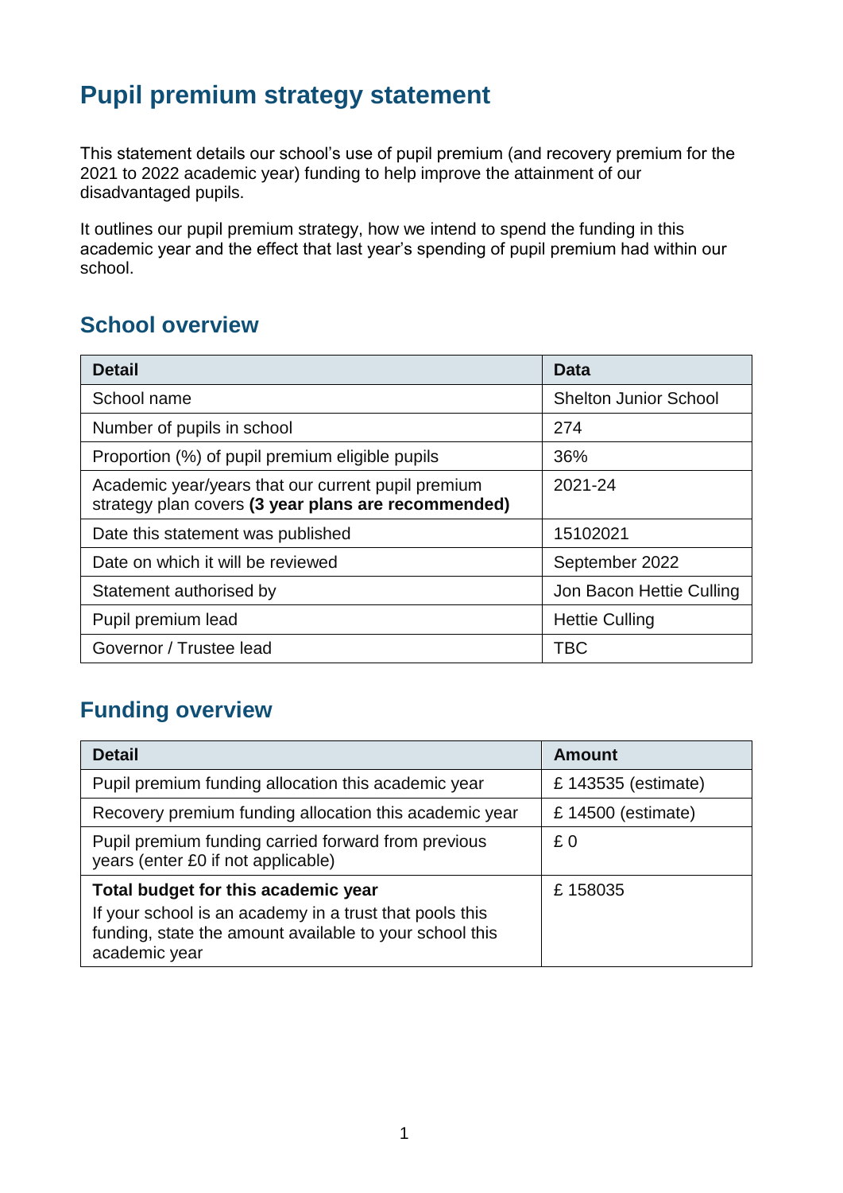# Pupil premium strategy statement

This statement details our school's use of pupil premium (and recovery premium for the 2021 to 2022 academic year) funding to help improve the attainment of our disadvantaged pupils.

It outlines our pupil premium strategy, how we intend to spend the funding in this academic year and the effect that last year's spending of pupil premium had within our school.

## School overview

| Detail | Data |
|---|---|
| School name | Shelton Junior School |
| Number of pupils in school | 274 |
| Proportion (%) of pupil premium eligible pupils | 36% |
| Academic year/years that our current pupil premium strategy plan covers **(3 year plans are recommended)** | 2021-24 |
| Date this statement was published | 15102021 |
| Date on which it will be reviewed | September 2022 |
| Statement authorised by | Jon Bacon Hettie Culling |
| Pupil premium lead | Hettie Culling |
| Governor / Trustee lead | TBC |

## Funding overview

| Detail | Amount |
|---|---|
| Pupil premium funding allocation this academic year | £ 143535 (estimate) |
| Recovery premium funding allocation this academic year | £ 14500 (estimate) |
| Pupil premium funding carried forward from previous years (enter £0 if not applicable) | £ 0 |
| **Total budget for this academic year**<br>If your school is an academy in a trust that pools this funding, state the amount available to your school this academic year | £ 158035 |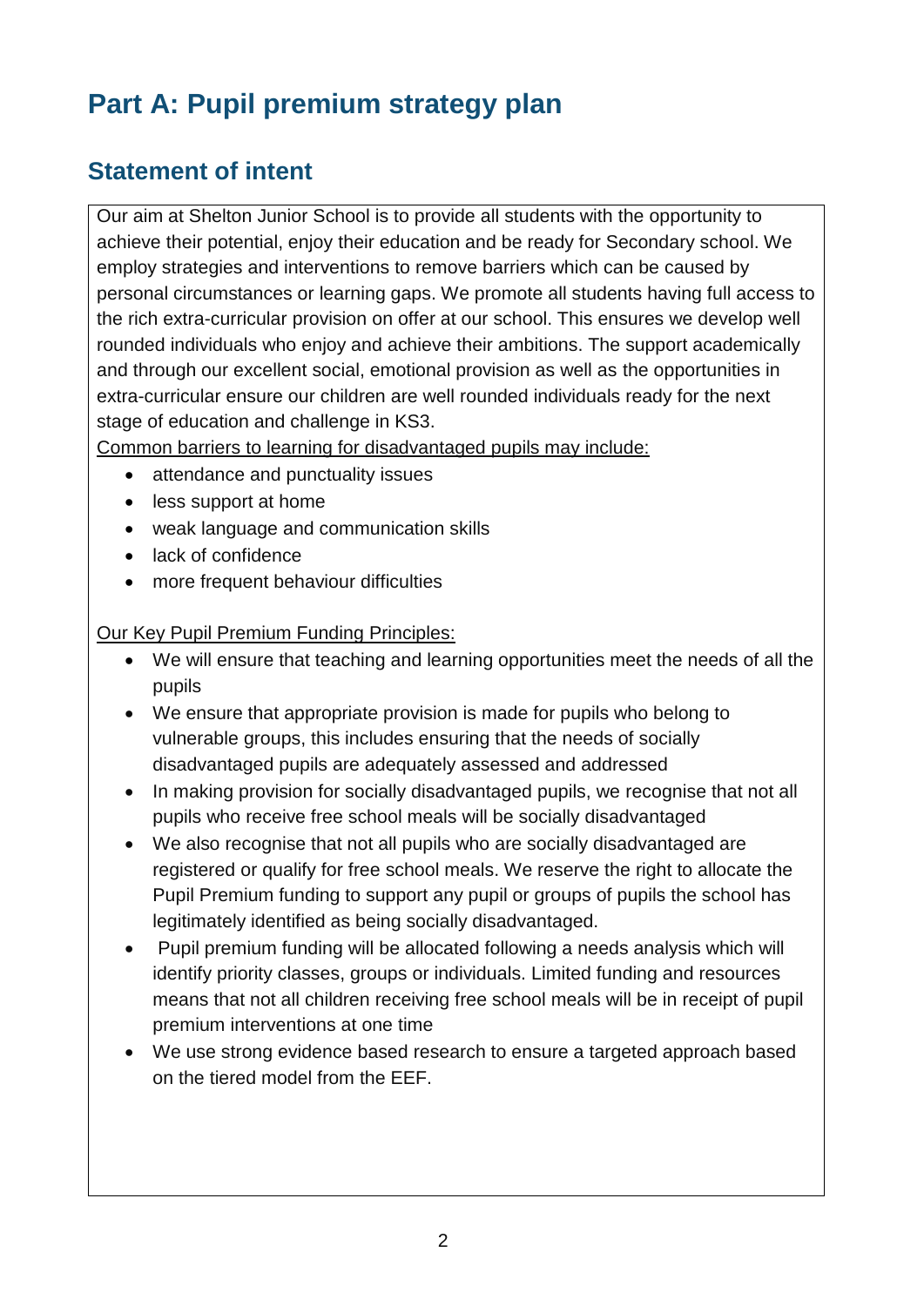# Part A: Pupil premium strategy plan

## Statement of intent

Our aim at Shelton Junior School is to provide all students with the opportunity to achieve their potential, enjoy their education and be ready for Secondary school. We employ strategies and interventions to remove barriers which can be caused by personal circumstances or learning gaps. We promote all students having full access to the rich extra-curricular provision on offer at our school. This ensures we develop well rounded individuals who enjoy and achieve their ambitions. The support academically and through our excellent social, emotional provision as well as the opportunities in extra-curricular ensure our children are well rounded individuals ready for the next stage of education and challenge in KS3.

<u>Common barriers to learning for disadvantaged pupils may include:</u>

- attendance and punctuality issues
- less support at home
- weak language and communication skills
- lack of confidence
- more frequent behaviour difficulties

<u>Our Key Pupil Premium Funding Principles:</u>

- We will ensure that teaching and learning opportunities meet the needs of all the pupils
- We ensure that appropriate provision is made for pupils who belong to vulnerable groups, this includes ensuring that the needs of socially disadvantaged pupils are adequately assessed and addressed
- In making provision for socially disadvantaged pupils, we recognise that not all pupils who receive free school meals will be socially disadvantaged
- We also recognise that not all pupils who are socially disadvantaged are registered or qualify for free school meals. We reserve the right to allocate the Pupil Premium funding to support any pupil or groups of pupils the school has legitimately identified as being socially disadvantaged.
- Pupil premium funding will be allocated following a needs analysis which will identify priority classes, groups or individuals. Limited funding and resources means that not all children receiving free school meals will be in receipt of pupil premium interventions at one time
- We use strong evidence based research to ensure a targeted approach based on the tiered model from the EEF.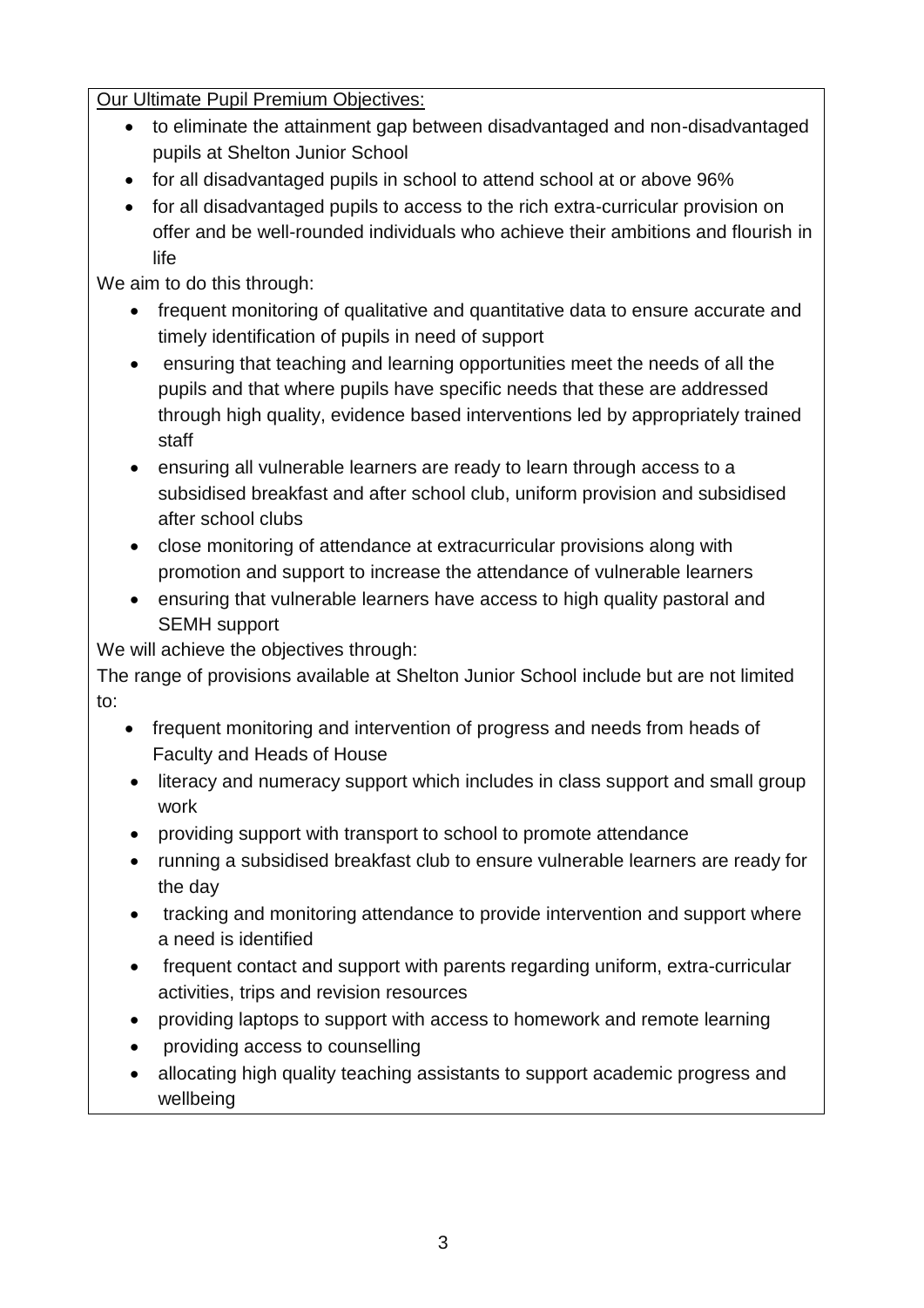<u>Our Ultimate Pupil Premium Objectives:</u>

- to eliminate the attainment gap between disadvantaged and non-disadvantaged pupils at Shelton Junior School
- for all disadvantaged pupils in school to attend school at or above 96%
- for all disadvantaged pupils to access to the rich extra-curricular provision on offer and be well-rounded individuals who achieve their ambitions and flourish in life

We aim to do this through:

- frequent monitoring of qualitative and quantitative data to ensure accurate and timely identification of pupils in need of support
- ensuring that teaching and learning opportunities meet the needs of all the pupils and that where pupils have specific needs that these are addressed through high quality, evidence based interventions led by appropriately trained staff
- ensuring all vulnerable learners are ready to learn through access to a subsidised breakfast and after school club, uniform provision and subsidised after school clubs
- close monitoring of attendance at extracurricular provisions along with promotion and support to increase the attendance of vulnerable learners
- ensuring that vulnerable learners have access to high quality pastoral and SEMH support

We will achieve the objectives through:

The range of provisions available at Shelton Junior School include but are not limited to:

- frequent monitoring and intervention of progress and needs from heads of Faculty and Heads of House
- literacy and numeracy support which includes in class support and small group work
- providing support with transport to school to promote attendance
- running a subsidised breakfast club to ensure vulnerable learners are ready for the day
- tracking and monitoring attendance to provide intervention and support where a need is identified
- frequent contact and support with parents regarding uniform, extra-curricular activities, trips and revision resources
- providing laptops to support with access to homework and remote learning
- providing access to counselling
- allocating high quality teaching assistants to support academic progress and wellbeing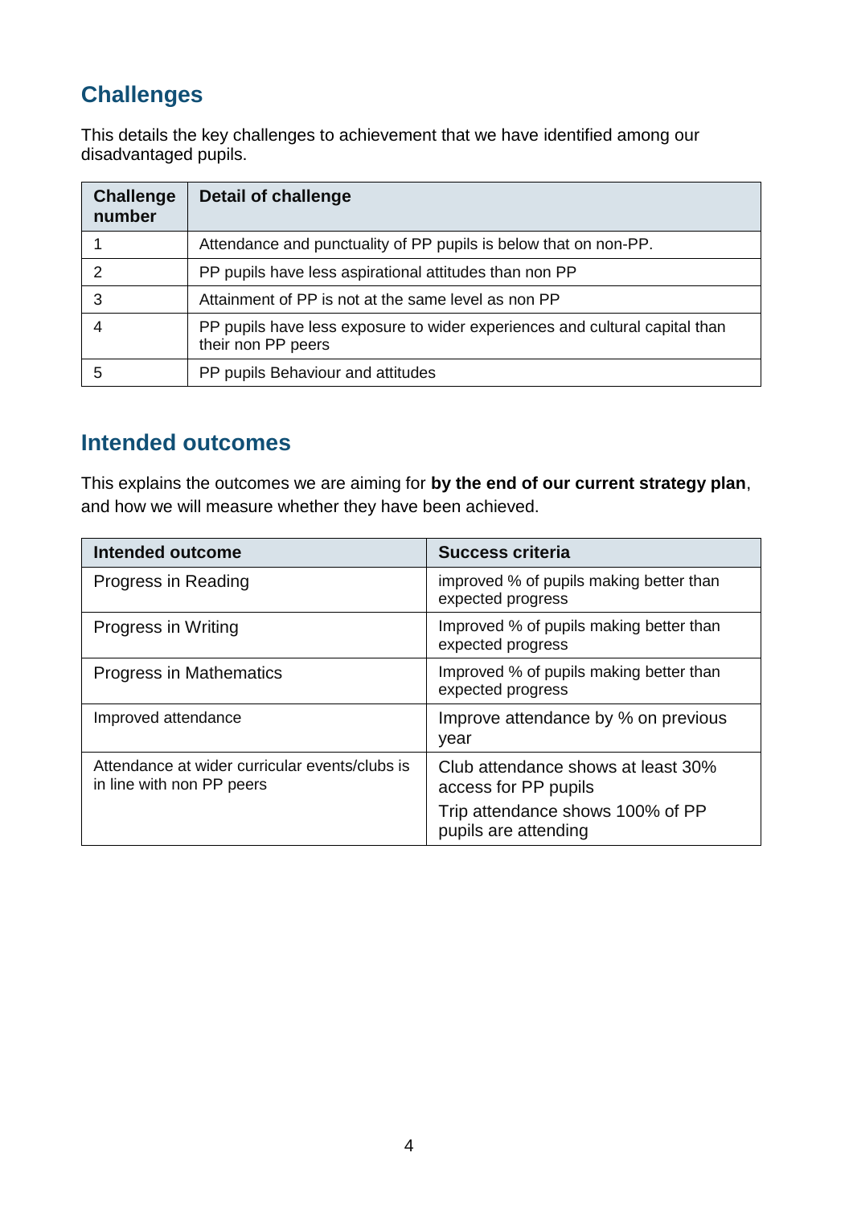## Challenges

This details the key challenges to achievement that we have identified among our disadvantaged pupils.

| Challenge number | Detail of challenge |
| --- | --- |
| 1 | Attendance and punctuality of PP pupils is below that on non-PP. |
| 2 | PP pupils have less aspirational attitudes than non PP |
| 3 | Attainment of PP is not at the same level as non PP |
| 4 | PP pupils have less exposure to wider experiences and cultural capital than their non PP peers |
| 5 | PP pupils Behaviour and attitudes |

## Intended outcomes

This explains the outcomes we are aiming for **by the end of our current strategy plan**, and how we will measure whether they have been achieved.

| Intended outcome | Success criteria |
| --- | --- |
| Progress in Reading | improved % of pupils making better than expected progress |
| Progress in Writing | Improved % of pupils making better than expected progress |
| Progress in Mathematics | Improved % of pupils making better than expected progress |
| Improved attendance | Improve attendance by % on previous year |
| Attendance at wider curricular events/clubs is in line with non PP peers | Club attendance shows at least 30% access for PP pupils<br>Trip attendance shows 100% of PP pupils are attending |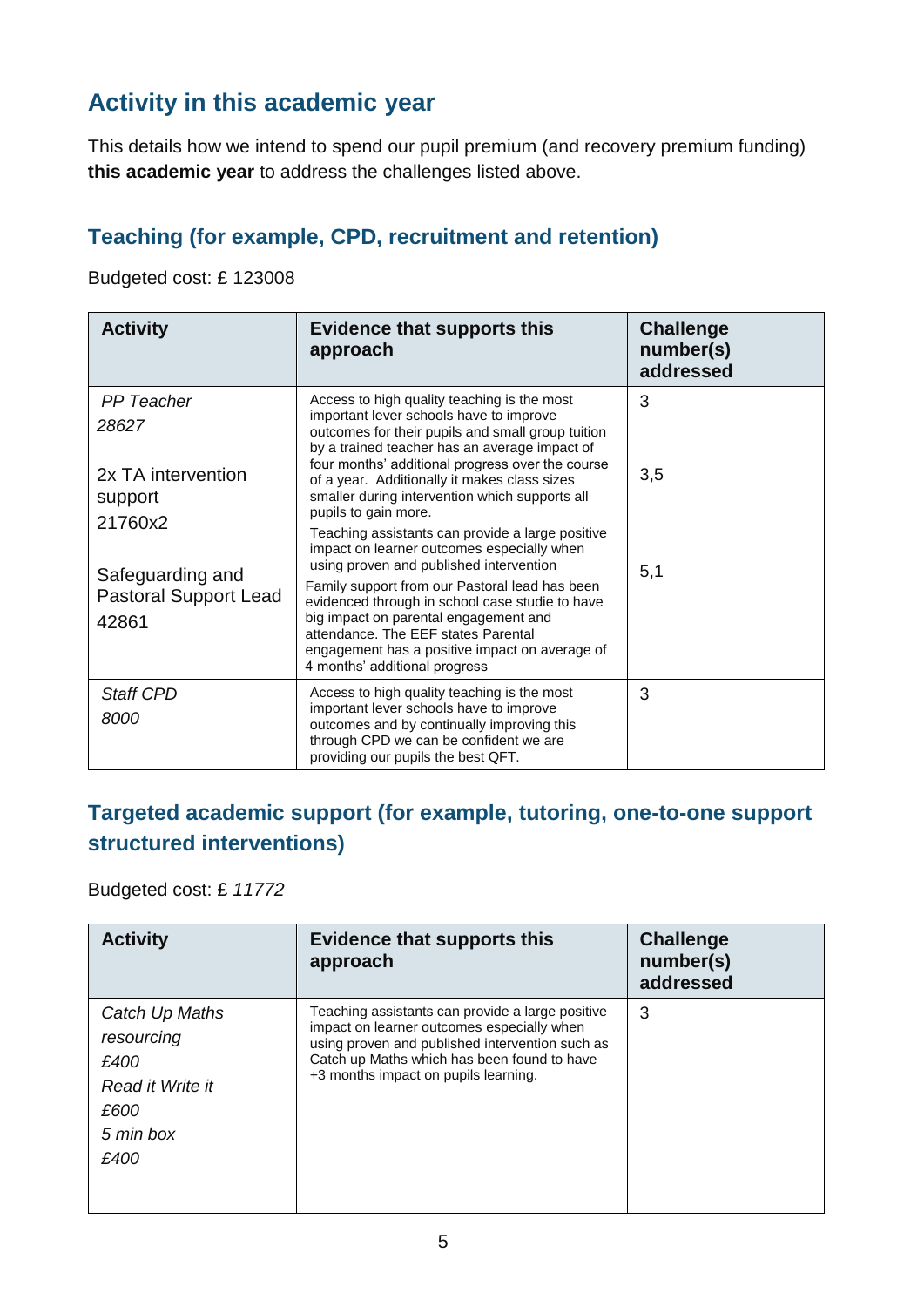## Activity in this academic year

This details how we intend to spend our pupil premium (and recovery premium funding) **this academic year** to address the challenges listed above.

### Teaching (for example, CPD, recruitment and retention)

Budgeted cost: £ 123008

| Activity | Evidence that supports this approach | Challenge number(s) addressed |
|---|---|---|
| *PP Teacher*<br>*28627*<br><br>2x TA intervention support<br>21760x2<br><br>Safeguarding and Pastoral Support Lead<br>42861 | Access to high quality teaching is the most important lever schools have to improve outcomes for their pupils and small group tuition by a trained teacher has an average impact of four months' additional progress over the course of a year. Additionally it makes class sizes smaller during intervention which supports all pupils to gain more.<br>Teaching assistants can provide a large positive impact on learner outcomes especially when using proven and published intervention<br>Family support from our Pastoral lead has been evidenced through in school case studie to have big impact on parental engagement and attendance. The EEF states Parental engagement has a positive impact on average of 4 months' additional progress | 3<br><br>3,5<br><br>5,1 |
| *Staff CPD*<br>*8000* | Access to high quality teaching is the most important lever schools have to improve outcomes and by continually improving this through CPD we can be confident we are providing our pupils the best QFT. | 3 |

### Targeted academic support (for example, tutoring, one-to-one support structured interventions)

Budgeted cost: £ *11772*

| Activity | Evidence that supports this approach | Challenge number(s) addressed |
|---|---|---|
| *Catch Up Maths resourcing*<br>*£400*<br>*Read it Write it*<br>*£600*<br>*5 min box*<br>*£400* | Teaching assistants can provide a large positive impact on learner outcomes especially when using proven and published intervention such as Catch up Maths which has been found to have +3 months impact on pupils learning. | 3 |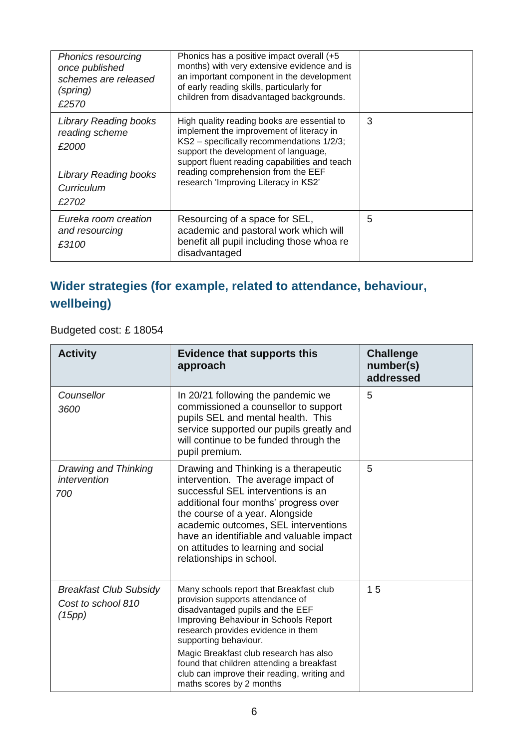| | | |
|---|---|---|
| *Phonics resourcing once published schemes are released (spring)* *£2570* | Phonics has a positive impact overall (+5 months) with very extensive evidence and is an important component in the development of early reading skills, particularly for children from disadvantaged backgrounds. | |
| *Library Reading books reading scheme* *£2000* *Library Reading books Curriculum* *£2702* | High quality reading books are essential to implement the improvement of literacy in KS2 – specifically recommendations 1/2/3; support the development of language, support fluent reading capabilities and teach reading comprehension from the EEF research 'Improving Literacy in KS2' | 3 |
| *Eureka room creation and resourcing* *£3100* | Resourcing of a space for SEL, academic and pastoral work which will benefit all pupil including those whoa re disadvantaged | 5 |

## Wider strategies (for example, related to attendance, behaviour, wellbeing)

Budgeted cost: £ 18054

| Activity | Evidence that supports this approach | Challenge number(s) addressed |
|---|---|---|
| *Counsellor* *3600* | In 20/21 following the pandemic we commissioned a counsellor to support pupils SEL and mental health. This service supported our pupils greatly and will continue to be funded through the pupil premium. | 5 |
| *Drawing and Thinking intervention* *700* | Drawing and Thinking is a therapeutic intervention. The average impact of successful SEL interventions is an additional four months' progress over the course of a year. Alongside academic outcomes, SEL interventions have an identifiable and valuable impact on attitudes to learning and social relationships in school. | 5 |
| *Breakfast Club Subsidy* *Cost to school 810 (15pp)* | Many schools report that Breakfast club provision supports attendance of disadvantaged pupils and the EEF Improving Behaviour in Schools Report research provides evidence in them supporting behaviour. Magic Breakfast club research has also found that children attending a breakfast club can improve their reading, writing and maths scores by 2 months | 1 5 |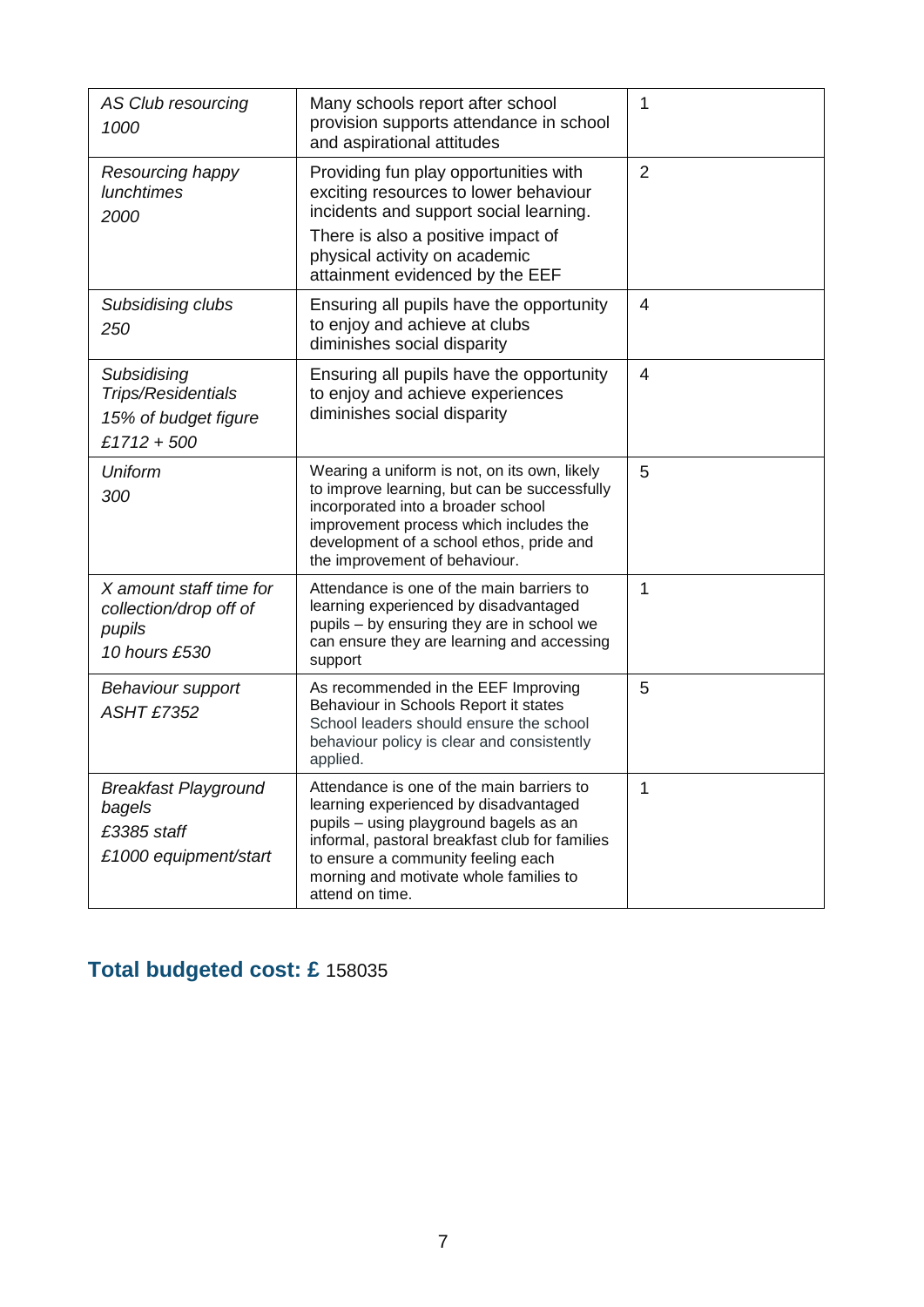| | | |
|---|---|---|
| *AS Club resourcing* *1000* | Many schools report after school provision supports attendance in school and aspirational attitudes | 1 |
| *Resourcing happy lunchtimes* *2000* | Providing fun play opportunities with exciting resources to lower behaviour incidents and support social learning. There is also a positive impact of physical activity on academic attainment evidenced by the EEF | 2 |
| *Subsidising clubs* *250* | Ensuring all pupils have the opportunity to enjoy and achieve at clubs diminishes social disparity | 4 |
| *Subsidising Trips/Residentials* *15% of budget figure* *£1712 + 500* | Ensuring all pupils have the opportunity to enjoy and achieve experiences diminishes social disparity | 4 |
| *Uniform* *300* | Wearing a uniform is not, on its own, likely to improve learning, but can be successfully incorporated into a broader school improvement process which includes the development of a school ethos, pride and the improvement of behaviour. | 5 |
| *X amount staff time for collection/drop off of pupils* *10 hours £530* | Attendance is one of the main barriers to learning experienced by disadvantaged pupils – by ensuring they are in school we can ensure they are learning and accessing support | 1 |
| *Behaviour support* *ASHT £7352* | As recommended in the EEF Improving Behaviour in Schools Report it states School leaders should ensure the school behaviour policy is clear and consistently applied. | 5 |
| *Breakfast Playground bagels* *£3385 staff* *£1000 equipment/start* | Attendance is one of the main barriers to learning experienced by disadvantaged pupils – using playground bagels as an informal, pastoral breakfast club for families to ensure a community feeling each morning and motivate whole families to attend on time. | 1 |

## **Total budgeted cost: £** 158035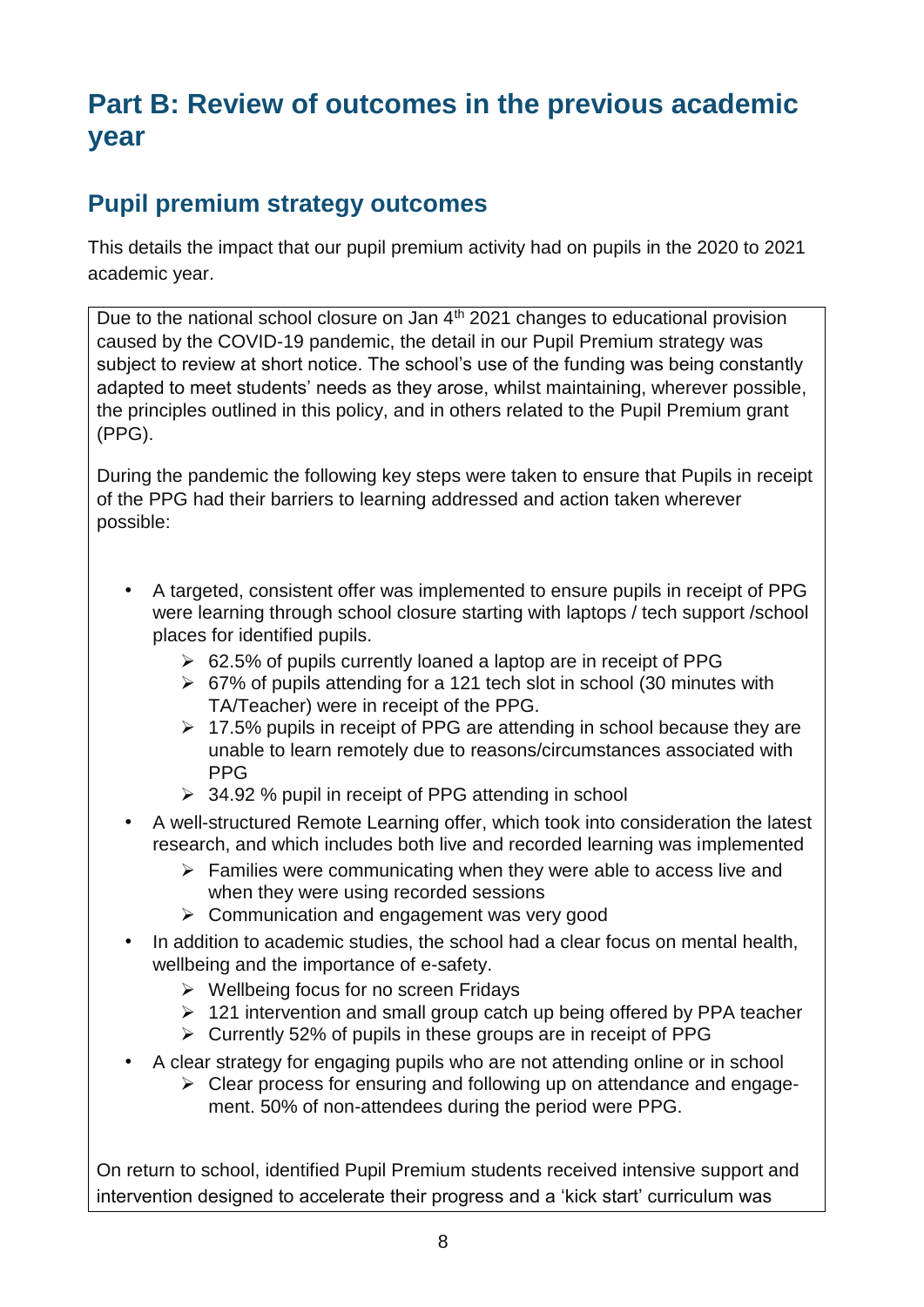# Part B: Review of outcomes in the previous academic year

## Pupil premium strategy outcomes

This details the impact that our pupil premium activity had on pupils in the 2020 to 2021 academic year.

Due to the national school closure on Jan 4th 2021 changes to educational provision caused by the COVID-19 pandemic, the detail in our Pupil Premium strategy was subject to review at short notice. The school's use of the funding was being constantly adapted to meet students' needs as they arose, whilst maintaining, wherever possible, the principles outlined in this policy, and in others related to the Pupil Premium grant (PPG).

During the pandemic the following key steps were taken to ensure that Pupils in receipt of the PPG had their barriers to learning addressed and action taken wherever possible:

- A targeted, consistent offer was implemented to ensure pupils in receipt of PPG were learning through school closure starting with laptops / tech support /school places for identified pupils.
  - 62.5% of pupils currently loaned a laptop are in receipt of PPG
  - 67% of pupils attending for a 121 tech slot in school (30 minutes with TA/Teacher) were in receipt of the PPG.
  - 17.5% pupils in receipt of PPG are attending in school because they are unable to learn remotely due to reasons/circumstances associated with PPG
  - 34.92 % pupil in receipt of PPG attending in school
- A well-structured Remote Learning offer, which took into consideration the latest research, and which includes both live and recorded learning was implemented
  - Families were communicating when they were able to access live and when they were using recorded sessions
  - Communication and engagement was very good
- In addition to academic studies, the school had a clear focus on mental health, wellbeing and the importance of e-safety.
  - Wellbeing focus for no screen Fridays
  - 121 intervention and small group catch up being offered by PPA teacher
  - Currently 52% of pupils in these groups are in receipt of PPG
- A clear strategy for engaging pupils who are not attending online or in school
  - Clear process for ensuring and following up on attendance and engagement. 50% of non-attendees during the period were PPG.

On return to school, identified Pupil Premium students received intensive support and intervention designed to accelerate their progress and a 'kick start' curriculum was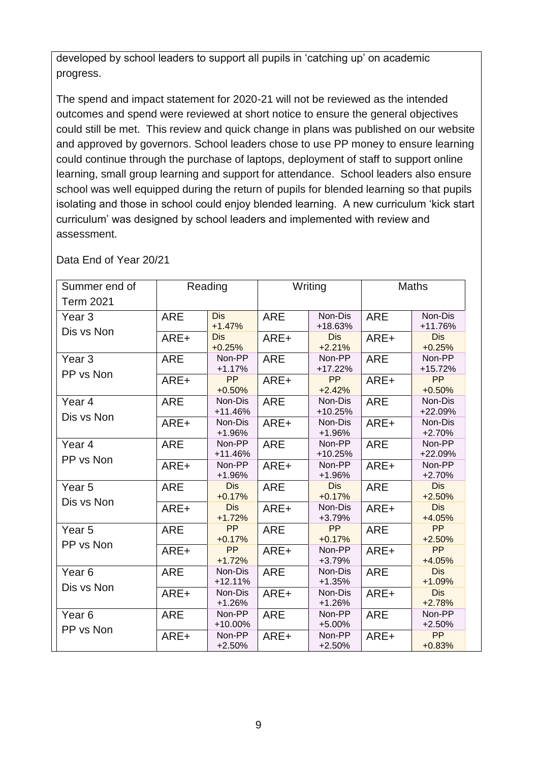developed by school leaders to support all pupils in 'catching up' on academic progress.

The spend and impact statement for 2020-21 will not be reviewed as the intended outcomes and spend were reviewed at short notice to ensure the general objectives could still be met. This review and quick change in plans was published on our website and approved by governors. School leaders chose to use PP money to ensure learning could continue through the purchase of laptops, deployment of staff to support online learning, small group learning and support for attendance. School leaders also ensure school was well equipped during the return of pupils for blended learning so that pupils isolating and those in school could enjoy blended learning. A new curriculum 'kick start curriculum' was designed by school leaders and implemented with review and assessment.

Data End of Year 20/21

| Summer end of Term 2021 | Reading | | Writing | | Maths | |
|---|---|---|---|---|---|---|
| Year 3 Dis vs Non | ARE | Dis +1.47% | ARE | Non-Dis +18.63% | ARE | Non-Dis +11.76% |
| | ARE+ | Dis +0.25% | ARE+ | Dis +2.21% | ARE+ | Dis +0.25% |
| Year 3 PP vs Non | ARE | Non-PP +1.17% | ARE | Non-PP +17.22% | ARE | Non-PP +15.72% |
| | ARE+ | PP +0.50% | ARE+ | PP +2.42% | ARE+ | PP +0.50% |
| Year 4 Dis vs Non | ARE | Non-Dis +11.46% | ARE | Non-Dis +10.25% | ARE | Non-Dis +22.09% |
| | ARE+ | Non-Dis +1.96% | ARE+ | Non-Dis +1.96% | ARE+ | Non-Dis +2.70% |
| Year 4 PP vs Non | ARE | Non-PP +11.46% | ARE | Non-PP +10.25% | ARE | Non-PP +22.09% |
| | ARE+ | Non-PP +1.96% | ARE+ | Non-PP +1.96% | ARE+ | Non-PP +2.70% |
| Year 5 Dis vs Non | ARE | Dis +0.17% | ARE | Dis +0.17% | ARE | Dis +2.50% |
| | ARE+ | Dis +1.72% | ARE+ | Non-Dis +3.79% | ARE+ | Dis +4.05% |
| Year 5 PP vs Non | ARE | PP +0.17% | ARE | PP +0.17% | ARE | PP +2.50% |
| | ARE+ | PP +1.72% | ARE+ | Non-PP +3.79% | ARE+ | PP +4.05% |
| Year 6 Dis vs Non | ARE | Non-Dis +12.11% | ARE | Non-Dis +1.35% | ARE | Dis +1.09% |
| | ARE+ | Non-Dis +1.26% | ARE+ | Non-Dis +1.26% | ARE+ | Dis +2.78% |
| Year 6 PP vs Non | ARE | Non-PP +10.00% | ARE | Non-PP +5.00% | ARE | Non-PP +2.50% |
| | ARE+ | Non-PP +2.50% | ARE+ | Non-PP +2.50% | ARE+ | PP +0.83% |